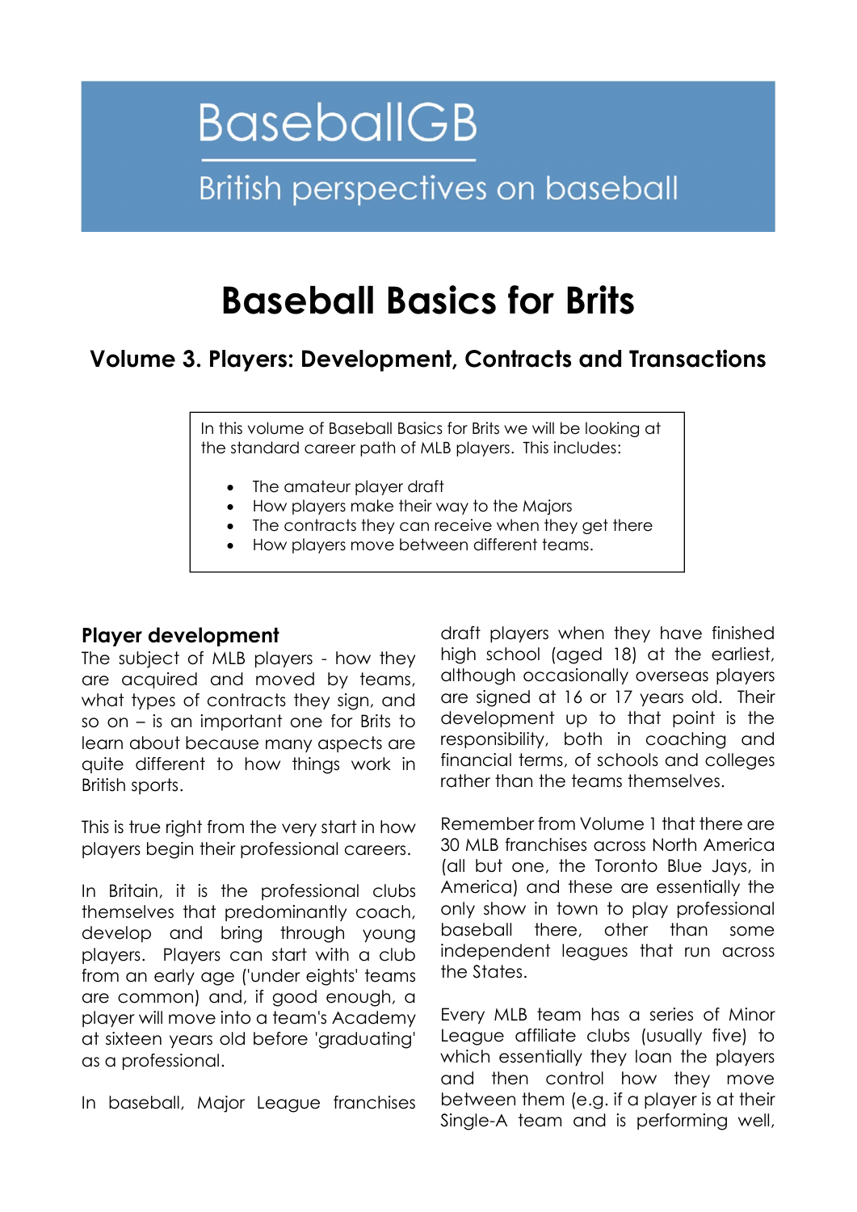BaseballGB

British perspectives on baseball

# Baseball Basics for Brits

## Volume 3. Players: Development, Contracts and Transactions

In this volume of Baseball Basics for Brits we will be looking at the standard career path of MLB players. This includes:

- The amateur player draft
- How players make their way to the Majors
- The contracts they can receive when they get there
- How players move between different teams.

### Player development

The subject of MLB players - how they are acquired and moved by teams, what types of contracts they sign, and so on – is an important one for Brits to learn about because many aspects are quite different to how things work in British sports.

This is true right from the very start in how players begin their professional careers.

In Britain, it is the professional clubs themselves that predominantly coach, develop and bring through young players. Players can start with a club from an early age ('under eights' teams are common) and, if good enough, a player will move into a team's Academy at sixteen years old before 'graduating' as a professional.

In baseball, Major League franchises draft players when they have finished high school (aged 18) at the earliest, although occasionally overseas players are signed at 16 or 17 years old. Their development up to that point is the responsibility, both in coaching and financial terms, of schools and colleges rather than the teams themselves.

Remember from Volume 1 that there are 30 MLB franchises across North America (all but one, the Toronto Blue Jays, in America) and these are essentially the only show in town to play professional baseball there, other than some independent leagues that run across the States.

Every MLB team has a series of Minor League affiliate clubs (usually five) to which essentially they loan the players and then control how they move between them (e.g. if a player is at their Single-A team and is performing well,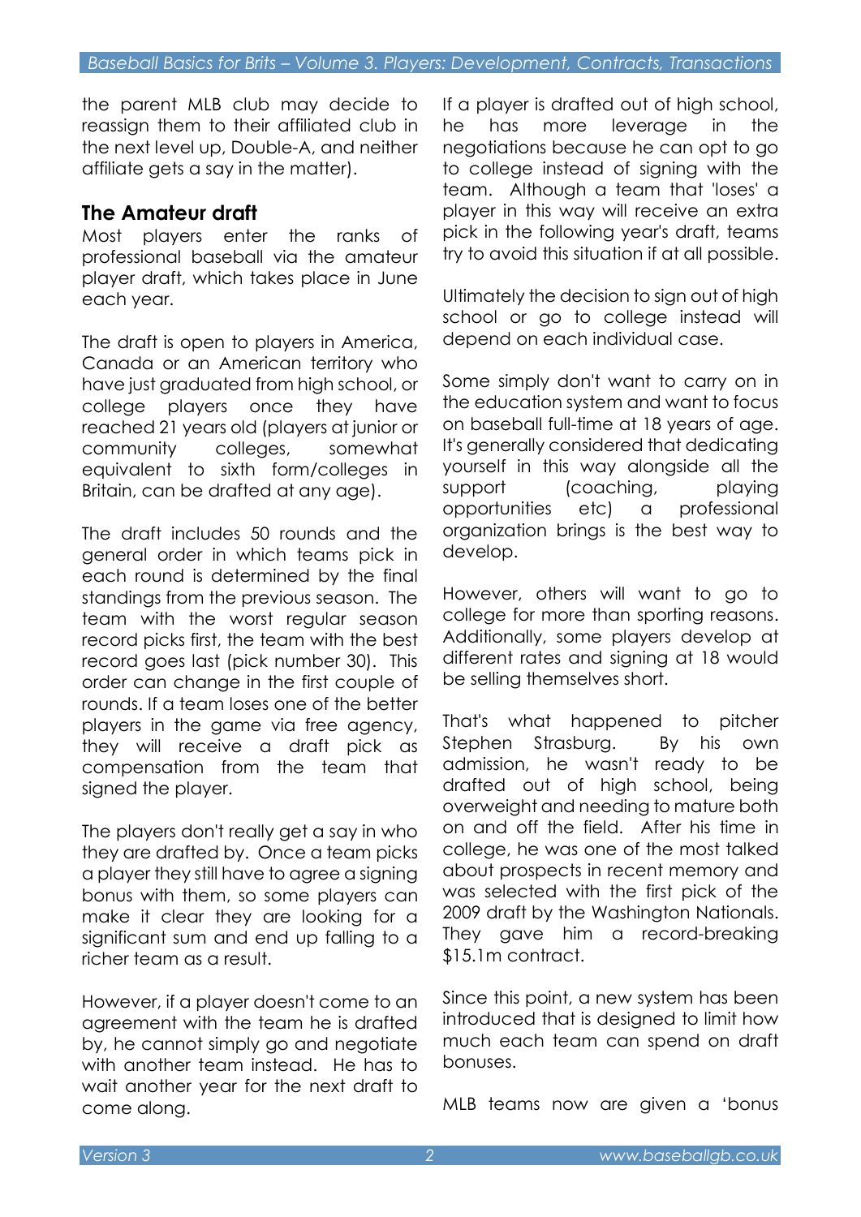the parent MLB club may decide to reassign them to their affiliated club in the next level up, Double-A, and neither affiliate gets a say in the matter).

## The Amateur draft

Most players enter the ranks of professional baseball via the amateur player draft, which takes place in June each year.

The draft is open to players in America, Canada or an American territory who have just graduated from high school, or college players once they have reached 21 years old (players at junior or community colleges, somewhat equivalent to sixth form/colleges in Britain, can be drafted at any age).

The draft includes 50 rounds and the general order in which teams pick in each round is determined by the final standings from the previous season. The team with the worst regular season record picks first, the team with the best record goes last (pick number 30). This order can change in the first couple of rounds. If a team loses one of the better players in the game via free agency, they will receive a draft pick as compensation from the team that signed the player.

The players don't really get a say in who they are drafted by. Once a team picks a player they still have to agree a signing bonus with them, so some players can make it clear they are looking for a significant sum and end up falling to a richer team as a result.

However, if a player doesn't come to an agreement with the team he is drafted by, he cannot simply go and negotiate with another team instead. He has to wait another year for the next draft to come along.

If a player is drafted out of high school, he has more leverage in the negotiations because he can opt to go to college instead of signing with the team. Although a team that 'loses' a player in this way will receive an extra pick in the following year's draft, teams try to avoid this situation if at all possible.

Ultimately the decision to sign out of high school or go to college instead will depend on each individual case.

Some simply don't want to carry on in the education system and want to focus on baseball full-time at 18 years of age. It's generally considered that dedicating yourself in this way alongside all the support (coaching, playing opportunities etc) a professional organization brings is the best way to develop.

However, others will want to go to college for more than sporting reasons. Additionally, some players develop at different rates and signing at 18 would be selling themselves short.

That's what happened to pitcher Stephen Strasburg. By his own admission, he wasn't ready to be drafted out of high school, being overweight and needing to mature both on and off the field. After his time in college, he was one of the most talked about prospects in recent memory and was selected with the first pick of the 2009 draft by the Washington Nationals. They gave him a record-breaking $15.1m contract.

Since this point, a new system has been introduced that is designed to limit how much each team can spend on draft bonuses.

MLB teams now are given a 'bonus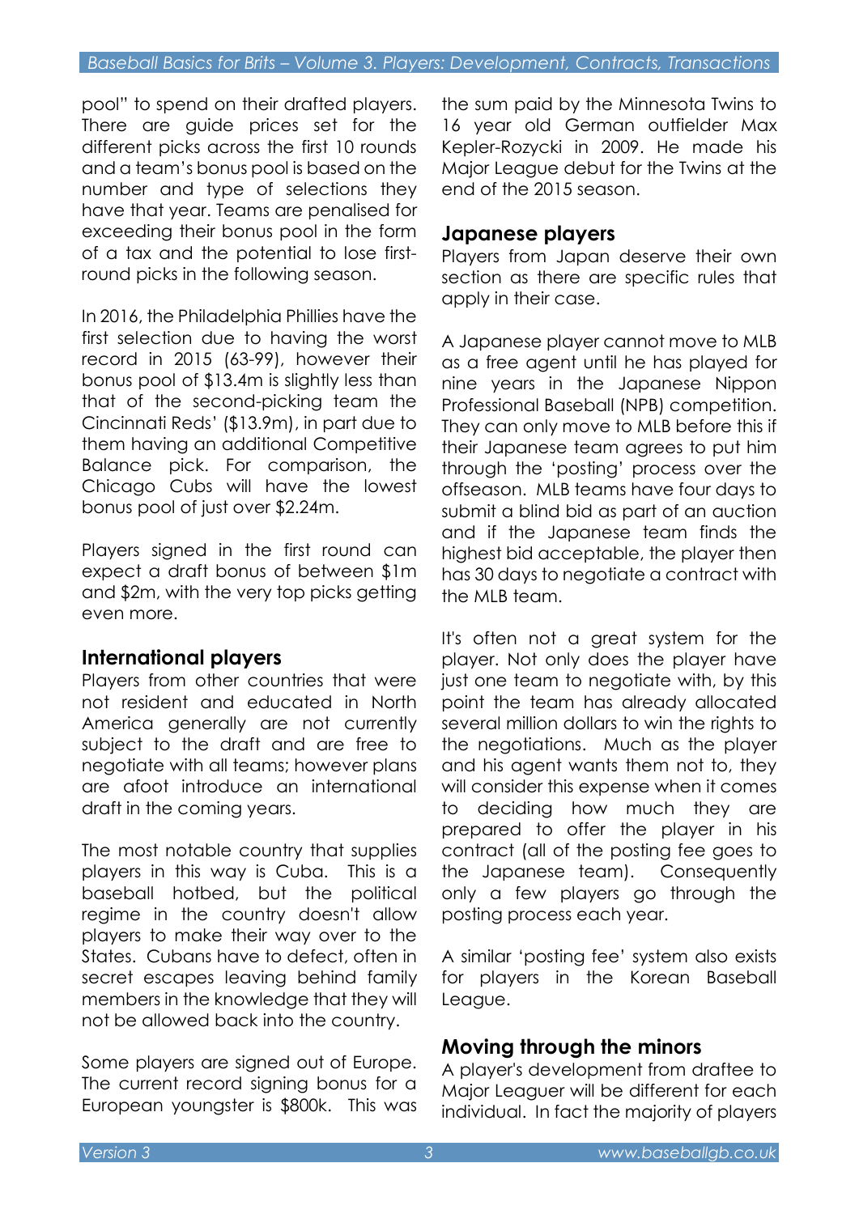pool" to spend on their drafted players. There are guide prices set for the different picks across the first 10 rounds and a team's bonus pool is based on the number and type of selections they have that year. Teams are penalised for exceeding their bonus pool in the form of a tax and the potential to lose first-round picks in the following season.

In 2016, the Philadelphia Phillies have the first selection due to having the worst record in 2015 (63-99), however their bonus pool of $13.4m is slightly less than that of the second-picking team the Cincinnati Reds' ($13.9m), in part due to them having an additional Competitive Balance pick. For comparison, the Chicago Cubs will have the lowest bonus pool of just over $2.24m.

Players signed in the first round can expect a draft bonus of between $1m and $2m, with the very top picks getting even more.

## International players

Players from other countries that were not resident and educated in North America generally are not currently subject to the draft and are free to negotiate with all teams; however plans are afoot introduce an international draft in the coming years.

The most notable country that supplies players in this way is Cuba. This is a baseball hotbed, but the political regime in the country doesn't allow players to make their way over to the States. Cubans have to defect, often in secret escapes leaving behind family members in the knowledge that they will not be allowed back into the country.

Some players are signed out of Europe. The current record signing bonus for a European youngster is $800k. This was the sum paid by the Minnesota Twins to 16 year old German outfielder Max Kepler-Rozycki in 2009. He made his Major League debut for the Twins at the end of the 2015 season.

## Japanese players

Players from Japan deserve their own section as there are specific rules that apply in their case.

A Japanese player cannot move to MLB as a free agent until he has played for nine years in the Japanese Nippon Professional Baseball (NPB) competition. They can only move to MLB before this if their Japanese team agrees to put him through the 'posting' process over the offseason. MLB teams have four days to submit a blind bid as part of an auction and if the Japanese team finds the highest bid acceptable, the player then has 30 days to negotiate a contract with the MLB team.

It's often not a great system for the player. Not only does the player have just one team to negotiate with, by this point the team has already allocated several million dollars to win the rights to the negotiations. Much as the player and his agent wants them not to, they will consider this expense when it comes to deciding how much they are prepared to offer the player in his contract (all of the posting fee goes to the Japanese team). Consequently only a few players go through the posting process each year.

A similar 'posting fee' system also exists for players in the Korean Baseball League.

## Moving through the minors

A player's development from draftee to Major Leaguer will be different for each individual. In fact the majority of players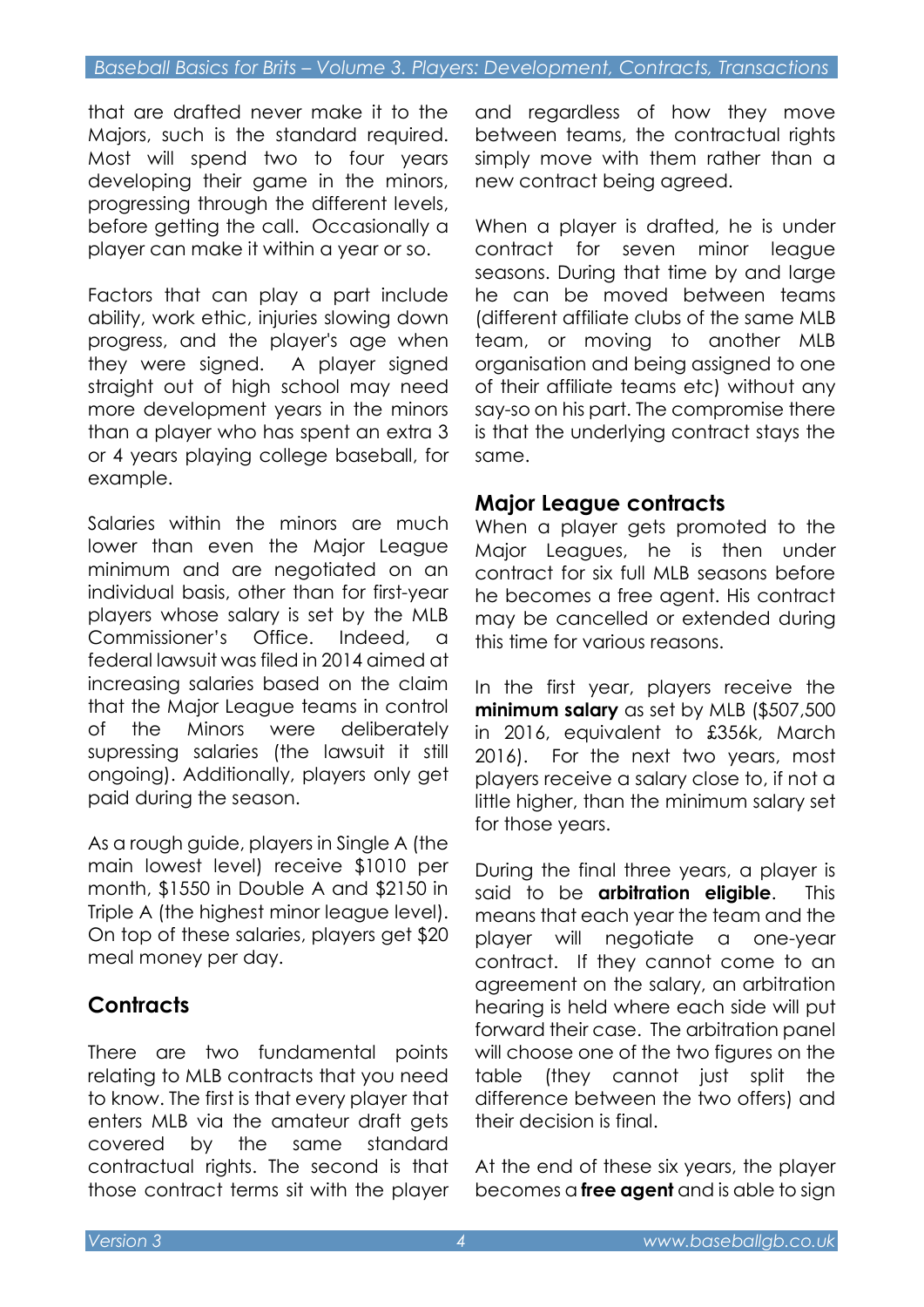that are drafted never make it to the Majors, such is the standard required. Most will spend two to four years developing their game in the minors, progressing through the different levels, before getting the call. Occasionally a player can make it within a year or so.

Factors that can play a part include ability, work ethic, injuries slowing down progress, and the player's age when they were signed. A player signed straight out of high school may need more development years in the minors than a player who has spent an extra 3 or 4 years playing college baseball, for example.

Salaries within the minors are much lower than even the Major League minimum and are negotiated on an individual basis, other than for first-year players whose salary is set by the MLB Commissioner's Office. Indeed, a federal lawsuit was filed in 2014 aimed at increasing salaries based on the claim that the Major League teams in control of the Minors were deliberately supressing salaries (the lawsuit it still ongoing). Additionally, players only get paid during the season.

As a rough guide, players in Single A (the main lowest level) receive $1010 per month, $1550 in Double A and $2150 in Triple A (the highest minor league level). On top of these salaries, players get $20 meal money per day.

## Contracts

There are two fundamental points relating to MLB contracts that you need to know. The first is that every player that enters MLB via the amateur draft gets covered by the same standard contractual rights. The second is that those contract terms sit with the player and regardless of how they move between teams, the contractual rights simply move with them rather than a new contract being agreed.

When a player is drafted, he is under contract for seven minor league seasons. During that time by and large he can be moved between teams (different affiliate clubs of the same MLB team, or moving to another MLB organisation and being assigned to one of their affiliate teams etc) without any say-so on his part. The compromise there is that the underlying contract stays the same.

### Major League contracts

When a player gets promoted to the Major Leagues, he is then under contract for six full MLB seasons before he becomes a free agent. His contract may be cancelled or extended during this time for various reasons.

In the first year, players receive the **minimum salary** as set by MLB ($507,500 in 2016, equivalent to £356k, March 2016). For the next two years, most players receive a salary close to, if not a little higher, than the minimum salary set for those years.

During the final three years, a player is said to be **arbitration eligible**. This means that each year the team and the player will negotiate a one-year contract. If they cannot come to an agreement on the salary, an arbitration hearing is held where each side will put forward their case. The arbitration panel will choose one of the two figures on the table (they cannot just split the difference between the two offers) and their decision is final.

At the end of these six years, the player becomes a **free agent** and is able to sign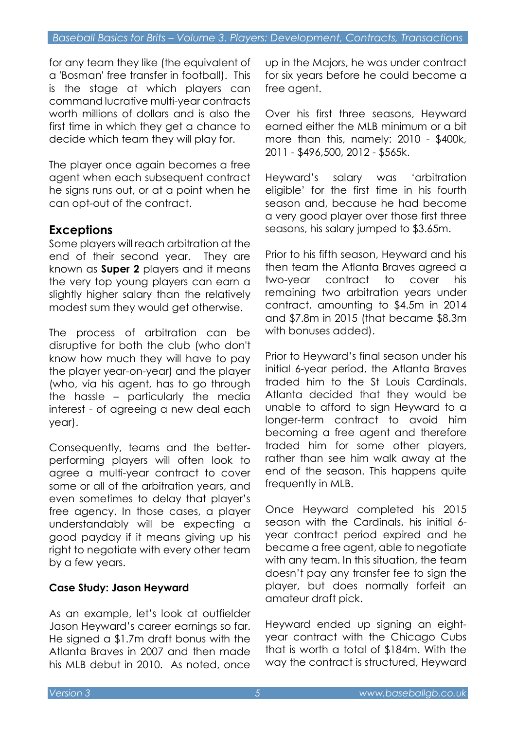for any team they like (the equivalent of a 'Bosman' free transfer in football). This is the stage at which players can command lucrative multi-year contracts worth millions of dollars and is also the first time in which they get a chance to decide which team they will play for.

The player once again becomes a free agent when each subsequent contract he signs runs out, or at a point when he can opt-out of the contract.

## Exceptions

Some players will reach arbitration at the end of their second year. They are known as **Super 2** players and it means the very top young players can earn a slightly higher salary than the relatively modest sum they would get otherwise.

The process of arbitration can be disruptive for both the club (who don't know how much they will have to pay the player year-on-year) and the player (who, via his agent, has to go through the hassle – particularly the media interest - of agreeing a new deal each year).

Consequently, teams and the better-performing players will often look to agree a multi-year contract to cover some or all of the arbitration years, and even sometimes to delay that player's free agency. In those cases, a player understandably will be expecting a good payday if it means giving up his right to negotiate with every other team by a few years.

### Case Study: Jason Heyward

As an example, let's look at outfielder Jason Heyward's career earnings so far. He signed a $1.7m draft bonus with the Atlanta Braves in 2007 and then made his MLB debut in 2010. As noted, once up in the Majors, he was under contract for six years before he could become a free agent.

Over his first three seasons, Heyward earned either the MLB minimum or a bit more than this, namely: 2010 - $400k, 2011 - $496,500, 2012 - $565k.

Heyward's salary was 'arbitration eligible' for the first time in his fourth season and, because he had become a very good player over those first three seasons, his salary jumped to $3.65m.

Prior to his fifth season, Heyward and his then team the Atlanta Braves agreed a two-year contract to cover his remaining two arbitration years under contract, amounting to $4.5m in 2014 and $7.8m in 2015 (that became $8.3m with bonuses added).

Prior to Heyward's final season under his initial 6-year period, the Atlanta Braves traded him to the St Louis Cardinals. Atlanta decided that they would be unable to afford to sign Heyward to a longer-term contract to avoid him becoming a free agent and therefore traded him for some other players, rather than see him walk away at the end of the season. This happens quite frequently in MLB.

Once Heyward completed his 2015 season with the Cardinals, his initial 6-year contract period expired and he became a free agent, able to negotiate with any team. In this situation, the team doesn't pay any transfer fee to sign the player, but does normally forfeit an amateur draft pick.

Heyward ended up signing an eight-year contract with the Chicago Cubs that is worth a total of $184m. With the way the contract is structured, Heyward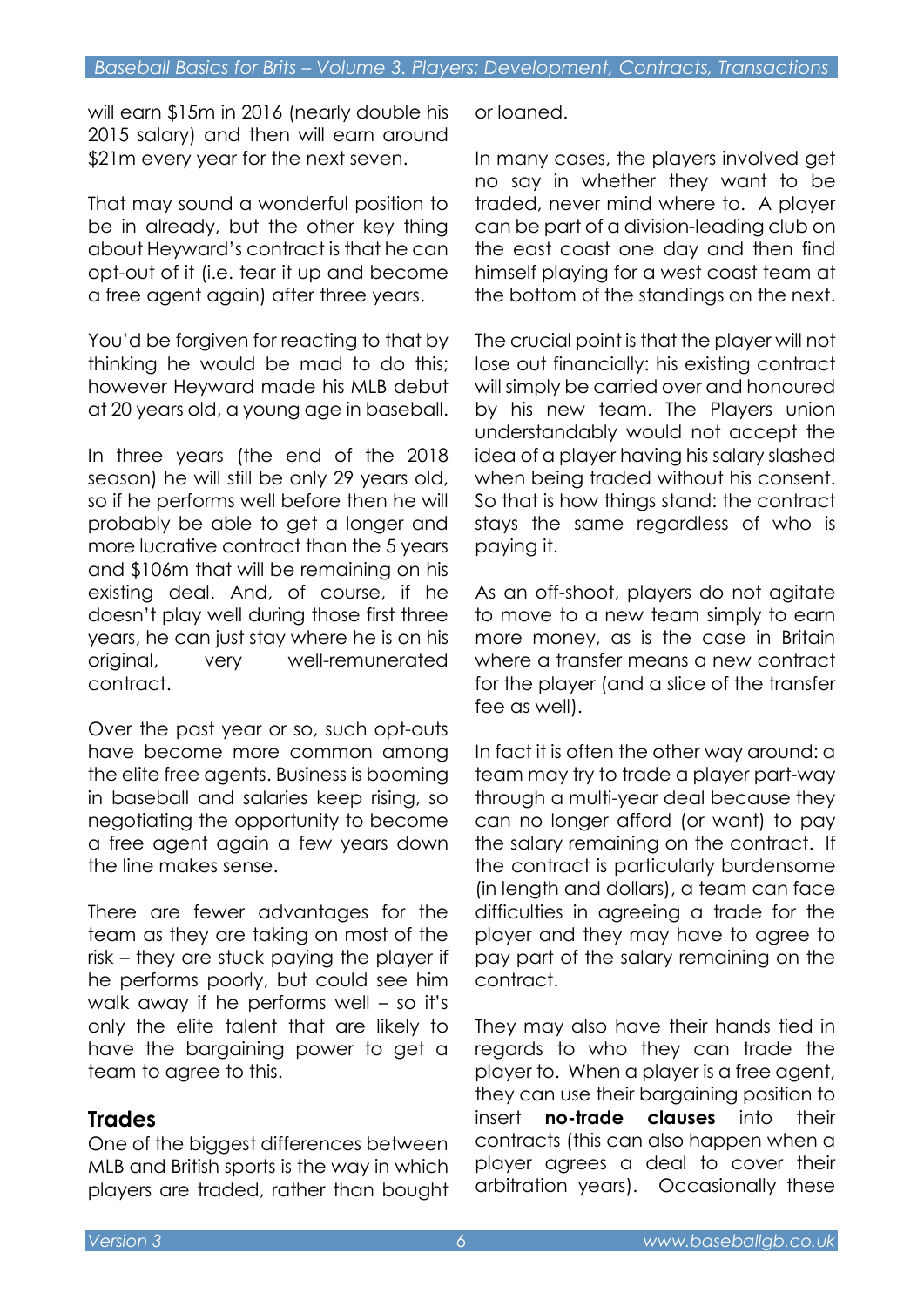will earn $15m in 2016 (nearly double his 2015 salary) and then will earn around $21m every year for the next seven.

That may sound a wonderful position to be in already, but the other key thing about Heyward's contract is that he can opt-out of it (i.e. tear it up and become a free agent again) after three years.

You'd be forgiven for reacting to that by thinking he would be mad to do this; however Heyward made his MLB debut at 20 years old, a young age in baseball.

In three years (the end of the 2018 season) he will still be only 29 years old, so if he performs well before then he will probably be able to get a longer and more lucrative contract than the 5 years and $106m that will be remaining on his existing deal. And, of course, if he doesn't play well during those first three years, he can just stay where he is on his original, very well-remunerated contract.

Over the past year or so, such opt-outs have become more common among the elite free agents. Business is booming in baseball and salaries keep rising, so negotiating the opportunity to become a free agent again a few years down the line makes sense.

There are fewer advantages for the team as they are taking on most of the risk – they are stuck paying the player if he performs poorly, but could see him walk away if he performs well – so it's only the elite talent that are likely to have the bargaining power to get a team to agree to this.

## Trades

One of the biggest differences between MLB and British sports is the way in which players are traded, rather than bought or loaned.

In many cases, the players involved get no say in whether they want to be traded, never mind where to. A player can be part of a division-leading club on the east coast one day and then find himself playing for a west coast team at the bottom of the standings on the next.

The crucial point is that the player will not lose out financially: his existing contract will simply be carried over and honoured by his new team. The Players union understandably would not accept the idea of a player having his salary slashed when being traded without his consent. So that is how things stand: the contract stays the same regardless of who is paying it.

As an off-shoot, players do not agitate to move to a new team simply to earn more money, as is the case in Britain where a transfer means a new contract for the player (and a slice of the transfer fee as well).

In fact it is often the other way around: a team may try to trade a player part-way through a multi-year deal because they can no longer afford (or want) to pay the salary remaining on the contract. If the contract is particularly burdensome (in length and dollars), a team can face difficulties in agreeing a trade for the player and they may have to agree to pay part of the salary remaining on the contract.

They may also have their hands tied in regards to who they can trade the player to. When a player is a free agent, they can use their bargaining position to insert **no-trade clauses** into their contracts (this can also happen when a player agrees a deal to cover their arbitration years). Occasionally these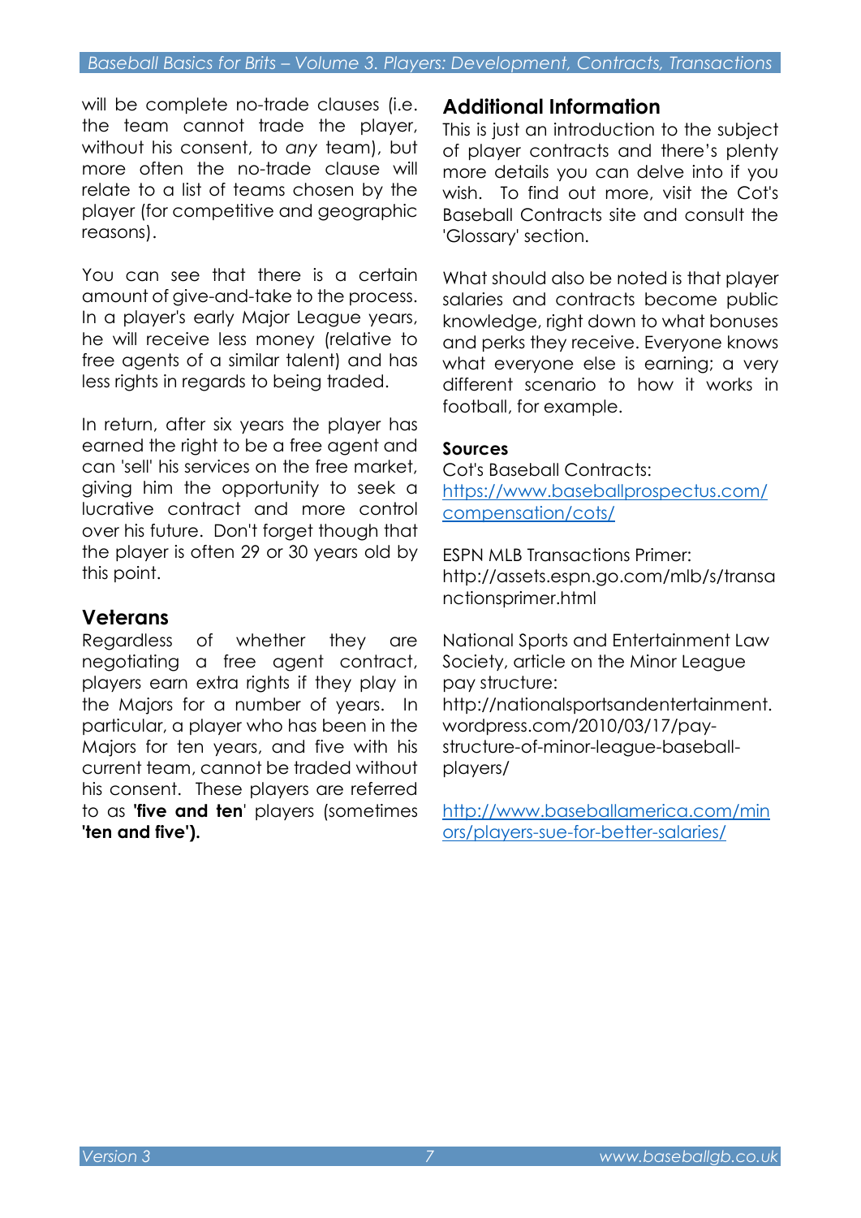will be complete no-trade clauses (i.e. the team cannot trade the player, without his consent, to *any* team), but more often the no-trade clause will relate to a list of teams chosen by the player (for competitive and geographic reasons).

You can see that there is a certain amount of give-and-take to the process. In a player's early Major League years, he will receive less money (relative to free agents of a similar talent) and has less rights in regards to being traded.

In return, after six years the player has earned the right to be a free agent and can 'sell' his services on the free market, giving him the opportunity to seek a lucrative contract and more control over his future. Don't forget though that the player is often 29 or 30 years old by this point.

## Veterans

Regardless of whether they are negotiating a free agent contract, players earn extra rights if they play in the Majors for a number of years. In particular, a player who has been in the Majors for ten years, and five with his current team, cannot be traded without his consent. These players are referred to as **'five and ten'** players (sometimes **'ten and five').**

## Additional Information

This is just an introduction to the subject of player contracts and there's plenty more details you can delve into if you wish. To find out more, visit the Cot's Baseball Contracts site and consult the 'Glossary' section.

What should also be noted is that player salaries and contracts become public knowledge, right down to what bonuses and perks they receive. Everyone knows what everyone else is earning; a very different scenario to how it works in football, for example.

**Sources**

Cot's Baseball Contracts:
https://www.baseballprospectus.com/compensation/cots/

ESPN MLB Transactions Primer:
http://assets.espn.go.com/mlb/s/transanctionsprimer.html

National Sports and Entertainment Law Society, article on the Minor League pay structure:
http://nationalsportsandentertainment.wordpress.com/2010/03/17/pay-structure-of-minor-league-baseball-players/

http://www.baseballamerica.com/minors/players-sue-for-better-salaries/